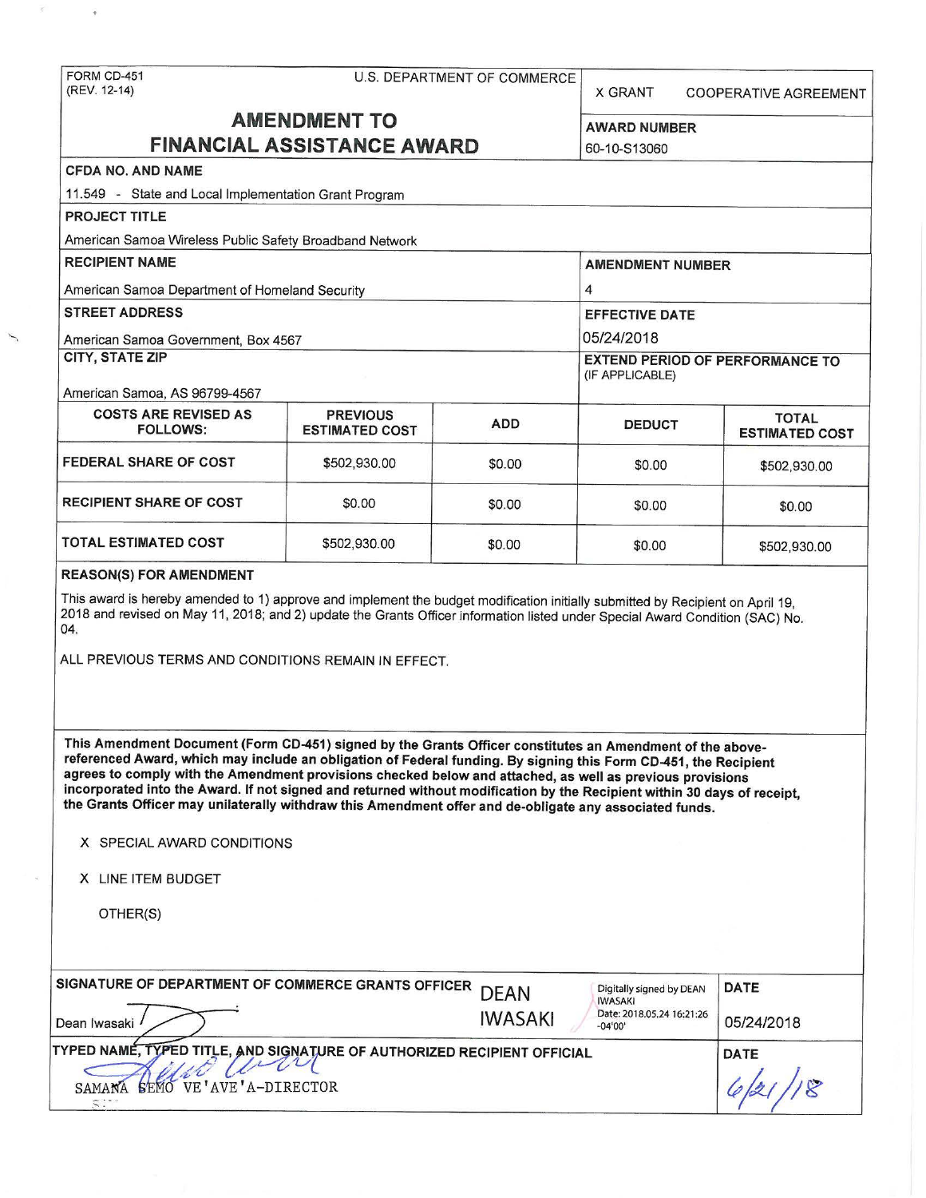FORM CD-451
(REV. 12-14)

U.S. DEPARTMENT OF COMMERCE

X GRANT     COOPERATIVE AGREEMENT

# AMENDMENT TO FINANCIAL ASSISTANCE AWARD

**AWARD NUMBER**
60-10-S13060

**CFDA NO. AND NAME**
11.549 - State and Local Implementation Grant Program

**PROJECT TITLE**
American Samoa Wireless Public Safety Broadband Network

**RECIPIENT NAME**
American Samoa Department of Homeland Security

**AMENDMENT NUMBER**
4

**STREET ADDRESS**
American Samoa Government, Box 4567

**EFFECTIVE DATE**
05/24/2018

**CITY, STATE ZIP**
American Samoa, AS 96799-4567

**EXTEND PERIOD OF PERFORMANCE TO** (IF APPLICABLE)

| COSTS ARE REVISED AS FOLLOWS: | PREVIOUS ESTIMATED COST | ADD | DEDUCT | TOTAL ESTIMATED COST |
|---|---|---|---|---|
| FEDERAL SHARE OF COST | $502,930.00 | $0.00 | $0.00 | $502,930.00 |
| RECIPIENT SHARE OF COST | $0.00 | $0.00 | $0.00 | $0.00 |
| TOTAL ESTIMATED COST | $502,930.00 | $0.00 | $0.00 | $502,930.00 |

**REASON(S) FOR AMENDMENT**

This award is hereby amended to 1) approve and implement the budget modification initially submitted by Recipient on April 19, 2018 and revised on May 11, 2018; and 2) update the Grants Officer information listed under Special Award Condition (SAC) No. 04.

ALL PREVIOUS TERMS AND CONDITIONS REMAIN IN EFFECT.

**This Amendment Document (Form CD-451) signed by the Grants Officer constitutes an Amendment of the above-referenced Award, which may include an obligation of Federal funding. By signing this Form CD-451, the Recipient agrees to comply with the Amendment provisions checked below and attached, as well as previous provisions incorporated into the Award. If not signed and returned without modification by the Recipient within 30 days of receipt, the Grants Officer may unilaterally withdraw this Amendment offer and de-obligate any associated funds.**

X SPECIAL AWARD CONDITIONS

X LINE ITEM BUDGET

OTHER(S)

**SIGNATURE OF DEPARTMENT OF COMMERCE GRANTS OFFICER**
Dean Iwasaki
DEAN IWASAKI — Digitally signed by DEAN IWASAKI Date: 2018.05.24 16:21:26 -04'00'

**DATE**
05/24/2018

**TYPED NAME, TYPED TITLE, AND SIGNATURE OF AUTHORIZED RECIPIENT OFFICIAL**
SAMANA SEMO VE'AVE'A-DIRECTOR

**DATE**
6/21/18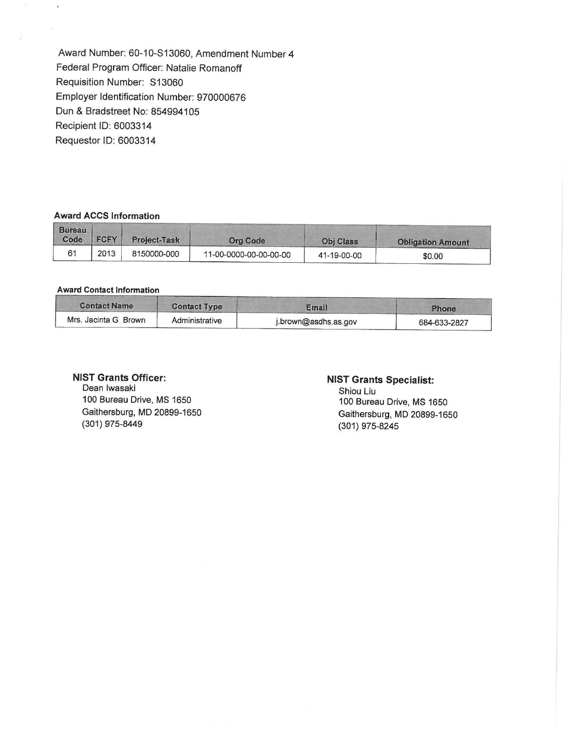Award Number: 60-10-S13060, Amendment Number 4
Federal Program Officer: Natalie Romanoff
Requisition Number: S13060
Employer Identification Number: 970000676
Dun & Bradstreet No: 854994105
Recipient ID: 6003314
Requestor ID: 6003314

**Award ACCS Information**

| Bureau Code | FCFY | Project-Task | Org Code | Obj Class | Obligation Amount |
|---|---|---|---|---|---|
| 61 | 2013 | 8150000-000 | 11-00-0000-00-00-00-00 | 41-19-00-00 | $0.00 |

**Award Contact Information**

| Contact Name | Contact Type | Email | Phone |
|---|---|---|---|
| Mrs. Jacinta G Brown | Administrative | j.brown@asdhs.as.gov | 684-633-2827 |

**NIST Grants Officer:**
Dean Iwasaki
100 Bureau Drive, MS 1650
Gaithersburg, MD 20899-1650
(301) 975-8449

**NIST Grants Specialist:**
Shiou Liu
100 Bureau Drive, MS 1650
Gaithersburg, MD 20899-1650
(301) 975-8245